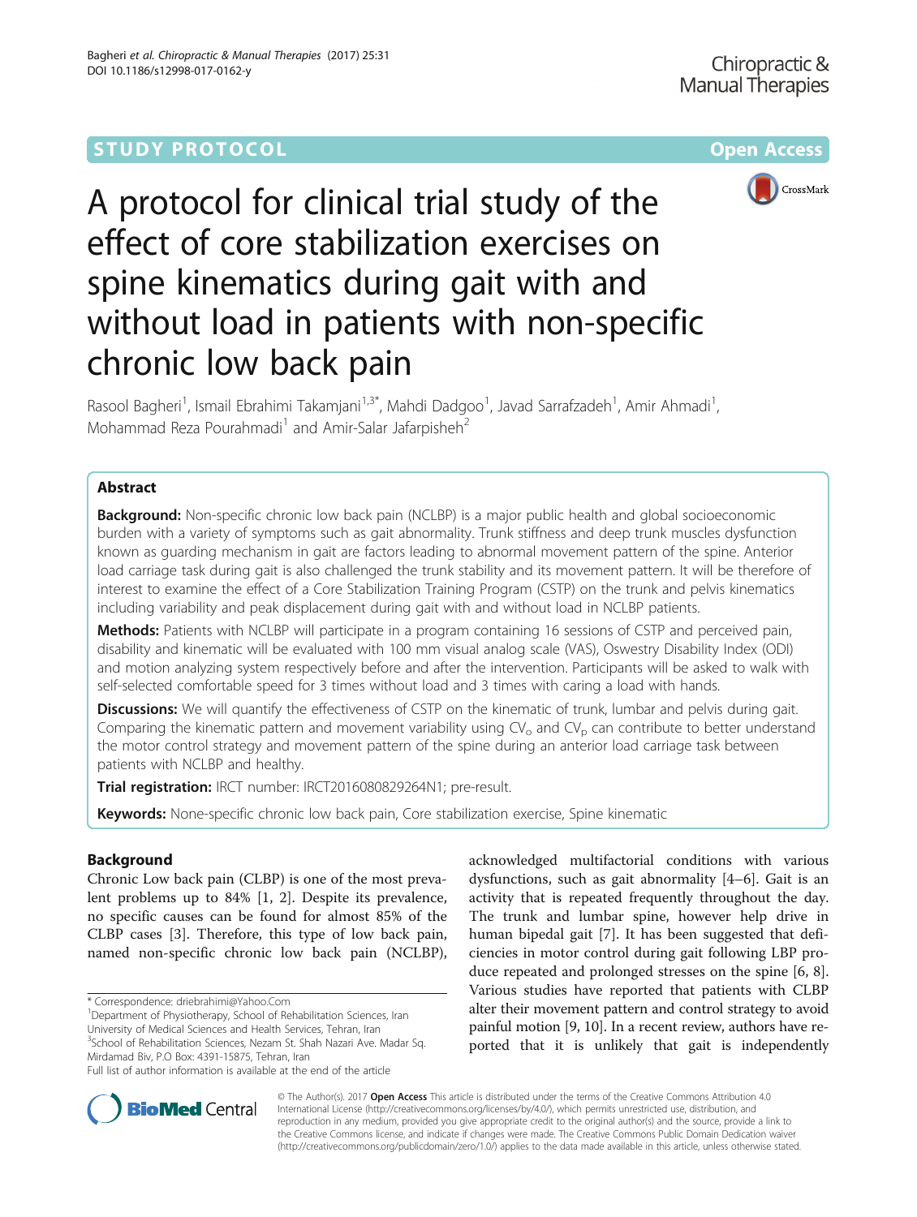STUDY PROTOCOL **Open Access**

# A protocol for clinical trial study of the effect of core stabilization exercises on spine kinematics during gait with and without load in patients with non-specific chronic low back pain

Rasool Bagheri[1], Ismail Ebrahimi Takamjani[1,3*], Mahdi Dadgoo[1], Javad Sarrafzadeh[1], Amir Ahmadi[1], Mohammad Reza Pourahmadi[1] and Amir-Salar Jafarpisheh[2]

## Abstract

**Background:** Non-specific chronic low back pain (NCLBP) is a major public health and global socioeconomic burden with a variety of symptoms such as gait abnormality. Trunk stiffness and deep trunk muscles dysfunction known as guarding mechanism in gait are factors leading to abnormal movement pattern of the spine. Anterior load carriage task during gait is also challenged the trunk stability and its movement pattern. It will be therefore of interest to examine the effect of a Core Stabilization Training Program (CSTP) on the trunk and pelvis kinematics including variability and peak displacement during gait with and without load in NCLBP patients.

**Methods:** Patients with NCLBP will participate in a program containing 16 sessions of CSTP and perceived pain, disability and kinematic will be evaluated with 100 mm visual analog scale (VAS), Oswestry Disability Index (ODI) and motion analyzing system respectively before and after the intervention. Participants will be asked to walk with self-selected comfortable speed for 3 times without load and 3 times with caring a load with hands.

**Discussions:** We will quantify the effectiveness of CSTP on the kinematic of trunk, lumbar and pelvis during gait. Comparing the kinematic pattern and movement variability using $CV_o$ and $CV_p$ can contribute to better understand the motor control strategy and movement pattern of the spine during an anterior load carriage task between patients with NCLBP and healthy.

**Trial registration:** IRCT number: IRCT2016080829264N1; pre-result.

**Keywords:** None-specific chronic low back pain, Core stabilization exercise, Spine kinematic

## Background

Chronic Low back pain (CLBP) is one of the most prevalent problems up to 84% [1, 2]. Despite its prevalence, no specific causes can be found for almost 85% of the CLBP cases [3]. Therefore, this type of low back pain, named non-specific chronic low back pain (NCLBP), acknowledged multifactorial conditions with various dysfunctions, such as gait abnormality [4–6]. Gait is an activity that is repeated frequently throughout the day. The trunk and lumbar spine, however help drive in human bipedal gait [7]. It has been suggested that deficiencies in motor control during gait following LBP produce repeated and prolonged stresses on the spine [6, 8]. Various studies have reported that patients with CLBP alter their movement pattern and control strategy to avoid painful motion [9, 10]. In a recent review, authors have reported that it is unlikely that gait is independently

\* Correspondence: driebrahimi@Yahoo.Com
[1]Department of Physiotherapy, School of Rehabilitation Sciences, Iran University of Medical Sciences and Health Services, Tehran, Iran
[3]School of Rehabilitation Sciences, Nezam St. Shah Nazari Ave. Madar Sq. Mirdamad Biv, P.O Box: 4391-15875, Tehran, Iran
Full list of author information is available at the end of the article

© The Author(s). 2017 **Open Access** This article is distributed under the terms of the Creative Commons Attribution 4.0 International License (http://creativecommons.org/licenses/by/4.0/), which permits unrestricted use, distribution, and reproduction in any medium, provided you give appropriate credit to the original author(s) and the source, provide a link to the Creative Commons license, and indicate if changes were made. The Creative Commons Public Domain Dedication waiver (http://creativecommons.org/publicdomain/zero/1.0/) applies to the data made available in this article, unless otherwise stated.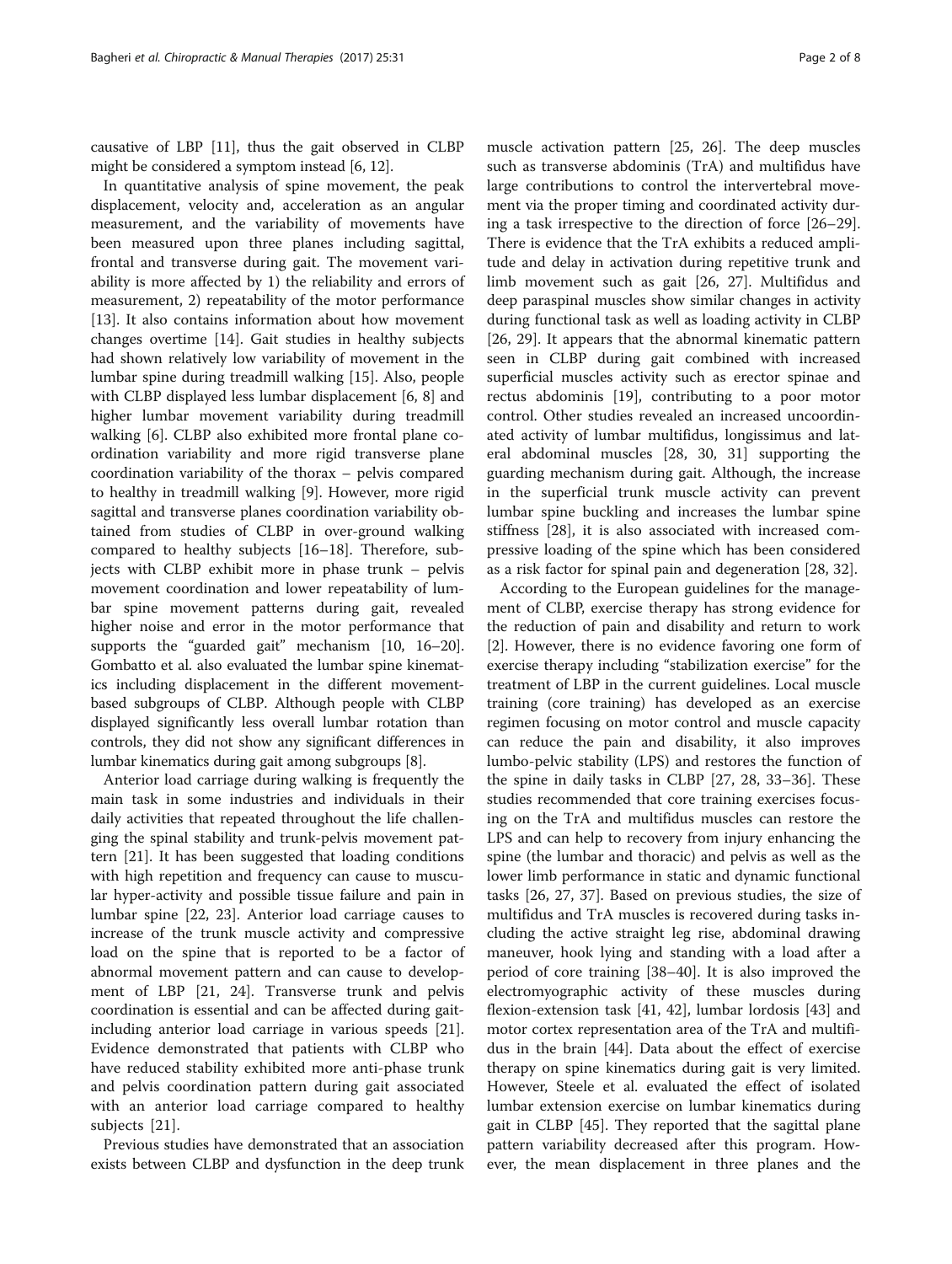causative of LBP [11], thus the gait observed in CLBP might be considered a symptom instead [6, 12].

In quantitative analysis of spine movement, the peak displacement, velocity and, acceleration as an angular measurement, and the variability of movements have been measured upon three planes including sagittal, frontal and transverse during gait. The movement variability is more affected by 1) the reliability and errors of measurement, 2) repeatability of the motor performance [13]. It also contains information about how movement changes overtime [14]. Gait studies in healthy subjects had shown relatively low variability of movement in the lumbar spine during treadmill walking [15]. Also, people with CLBP displayed less lumbar displacement [6, 8] and higher lumbar movement variability during treadmill walking [6]. CLBP also exhibited more frontal plane coordination variability and more rigid transverse plane coordination variability of the thorax – pelvis compared to healthy in treadmill walking [9]. However, more rigid sagittal and transverse planes coordination variability obtained from studies of CLBP in over-ground walking compared to healthy subjects [16–18]. Therefore, subjects with CLBP exhibit more in phase trunk – pelvis movement coordination and lower repeatability of lumbar spine movement patterns during gait, revealed higher noise and error in the motor performance that supports the "guarded gait" mechanism [10, 16–20]. Gombatto et al. also evaluated the lumbar spine kinematics including displacement in the different movement-based subgroups of CLBP. Although people with CLBP displayed significantly less overall lumbar rotation than controls, they did not show any significant differences in lumbar kinematics during gait among subgroups [8].

Anterior load carriage during walking is frequently the main task in some industries and individuals in their daily activities that repeated throughout the life challenging the spinal stability and trunk-pelvis movement pattern [21]. It has been suggested that loading conditions with high repetition and frequency can cause to muscular hyper-activity and possible tissue failure and pain in lumbar spine [22, 23]. Anterior load carriage causes to increase of the trunk muscle activity and compressive load on the spine that is reported to be a factor of abnormal movement pattern and can cause to development of LBP [21, 24]. Transverse trunk and pelvis coordination is essential and can be affected during gait-including anterior load carriage in various speeds [21]. Evidence demonstrated that patients with CLBP who have reduced stability exhibited more anti-phase trunk and pelvis coordination pattern during gait associated with an anterior load carriage compared to healthy subjects [21].

Previous studies have demonstrated that an association exists between CLBP and dysfunction in the deep trunk muscle activation pattern [25, 26]. The deep muscles such as transverse abdominis (TrA) and multifidus have large contributions to control the intervertebral movement via the proper timing and coordinated activity during a task irrespective to the direction of force [26–29]. There is evidence that the TrA exhibits a reduced amplitude and delay in activation during repetitive trunk and limb movement such as gait [26, 27]. Multifidus and deep paraspinal muscles show similar changes in activity during functional task as well as loading activity in CLBP [26, 29]. It appears that the abnormal kinematic pattern seen in CLBP during gait combined with increased superficial muscles activity such as erector spinae and rectus abdominis [19], contributing to a poor motor control. Other studies revealed an increased uncoordinated activity of lumbar multifidus, longissimus and lateral abdominal muscles [28, 30, 31] supporting the guarding mechanism during gait. Although, the increase in the superficial trunk muscle activity can prevent lumbar spine buckling and increases the lumbar spine stiffness [28], it is also associated with increased compressive loading of the spine which has been considered as a risk factor for spinal pain and degeneration [28, 32].

According to the European guidelines for the management of CLBP, exercise therapy has strong evidence for the reduction of pain and disability and return to work [2]. However, there is no evidence favoring one form of exercise therapy including "stabilization exercise" for the treatment of LBP in the current guidelines. Local muscle training (core training) has developed as an exercise regimen focusing on motor control and muscle capacity can reduce the pain and disability, it also improves lumbo-pelvic stability (LPS) and restores the function of the spine in daily tasks in CLBP [27, 28, 33–36]. These studies recommended that core training exercises focusing on the TrA and multifidus muscles can restore the LPS and can help to recovery from injury enhancing the spine (the lumbar and thoracic) and pelvis as well as the lower limb performance in static and dynamic functional tasks [26, 27, 37]. Based on previous studies, the size of multifidus and TrA muscles is recovered during tasks including the active straight leg rise, abdominal drawing maneuver, hook lying and standing with a load after a period of core training [38–40]. It is also improved the electromyographic activity of these muscles during flexion-extension task [41, 42], lumbar lordosis [43] and motor cortex representation area of the TrA and multifidus in the brain [44]. Data about the effect of exercise therapy on spine kinematics during gait is very limited. However, Steele et al. evaluated the effect of isolated lumbar extension exercise on lumbar kinematics during gait in CLBP [45]. They reported that the sagittal plane pattern variability decreased after this program. However, the mean displacement in three planes and the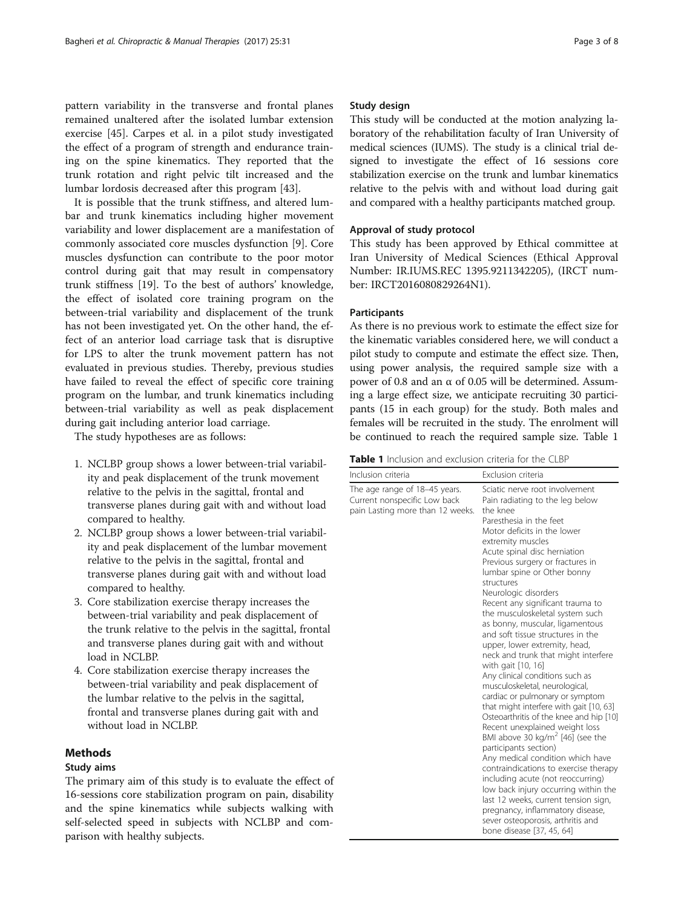pattern variability in the transverse and frontal planes remained unaltered after the isolated lumbar extension exercise [45]. Carpes et al. in a pilot study investigated the effect of a program of strength and endurance training on the spine kinematics. They reported that the trunk rotation and right pelvic tilt increased and the lumbar lordosis decreased after this program [43].

It is possible that the trunk stiffness, and altered lumbar and trunk kinematics including higher movement variability and lower displacement are a manifestation of commonly associated core muscles dysfunction [9]. Core muscles dysfunction can contribute to the poor motor control during gait that may result in compensatory trunk stiffness [19]. To the best of authors' knowledge, the effect of isolated core training program on the between-trial variability and displacement of the trunk has not been investigated yet. On the other hand, the effect of an anterior load carriage task that is disruptive for LPS to alter the trunk movement pattern has not evaluated in previous studies. Thereby, previous studies have failed to reveal the effect of specific core training program on the lumbar, and trunk kinematics including between-trial variability as well as peak displacement during gait including anterior load carriage.

The study hypotheses are as follows:

1. NCLBP group shows a lower between-trial variability and peak displacement of the trunk movement relative to the pelvis in the sagittal, frontal and transverse planes during gait with and without load compared to healthy.
2. NCLBP group shows a lower between-trial variability and peak displacement of the lumbar movement relative to the pelvis in the sagittal, frontal and transverse planes during gait with and without load compared to healthy.
3. Core stabilization exercise therapy increases the between-trial variability and peak displacement of the trunk relative to the pelvis in the sagittal, frontal and transverse planes during gait with and without load in NCLBP.
4. Core stabilization exercise therapy increases the between-trial variability and peak displacement of the lumbar relative to the pelvis in the sagittal, frontal and transverse planes during gait with and without load in NCLBP.

## Methods

### Study aims

The primary aim of this study is to evaluate the effect of 16-sessions core stabilization program on pain, disability and the spine kinematics while subjects walking with self-selected speed in subjects with NCLBP and comparison with healthy subjects.

### Study design

This study will be conducted at the motion analyzing laboratory of the rehabilitation faculty of Iran University of medical sciences (IUMS). The study is a clinical trial designed to investigate the effect of 16 sessions core stabilization exercise on the trunk and lumbar kinematics relative to the pelvis with and without load during gait and compared with a healthy participants matched group.

### Approval of study protocol

This study has been approved by Ethical committee at Iran University of Medical Sciences (Ethical Approval Number: IR.IUMS.REC 1395.9211342205), (IRCT number: IRCT2016080829264N1).

### Participants

As there is no previous work to estimate the effect size for the kinematic variables considered here, we will conduct a pilot study to compute and estimate the effect size. Then, using power analysis, the required sample size with a power of 0.8 and an α of 0.05 will be determined. Assuming a large effect size, we anticipate recruiting 30 participants (15 in each group) for the study. Both males and females will be recruited in the study. The enrolment will be continued to reach the required sample size. Table 1

**Table 1** Inclusion and exclusion criteria for the CLBP

| Inclusion criteria | Exclusion criteria |
| --- | --- |
| The age range of 18–45 years. Current nonspecific Low back pain Lasting more than 12 weeks. | Sciatic nerve root involvement<br>Pain radiating to the leg below the knee<br>Paresthesia in the feet<br>Motor deficits in the lower extremity muscles<br>Acute spinal disc herniation<br>Previous surgery or fractures in lumbar spine or Other bonny structures<br>Neurologic disorders<br>Recent any significant trauma to the musculoskeletal system such as bonny, muscular, ligamentous and soft tissue structures in the upper, lower extremity, head, neck and trunk that might interfere with gait [10, 16]<br>Any clinical conditions such as musculoskeletal, neurological, cardiac or pulmonary or symptom that might interfere with gait [10, 63]<br>Osteoarthritis of the knee and hip [10]<br>Recent unexplained weight loss<br>BMI above 30 kg/m$^2$ [46] (see the participants section)<br>Any medical condition which have contraindications to exercise therapy including acute (not reoccurring) low back injury occurring within the last 12 weeks, current tension sign, pregnancy, inflammatory disease, sever osteoporosis, arthritis and bone disease [37, 45, 64] |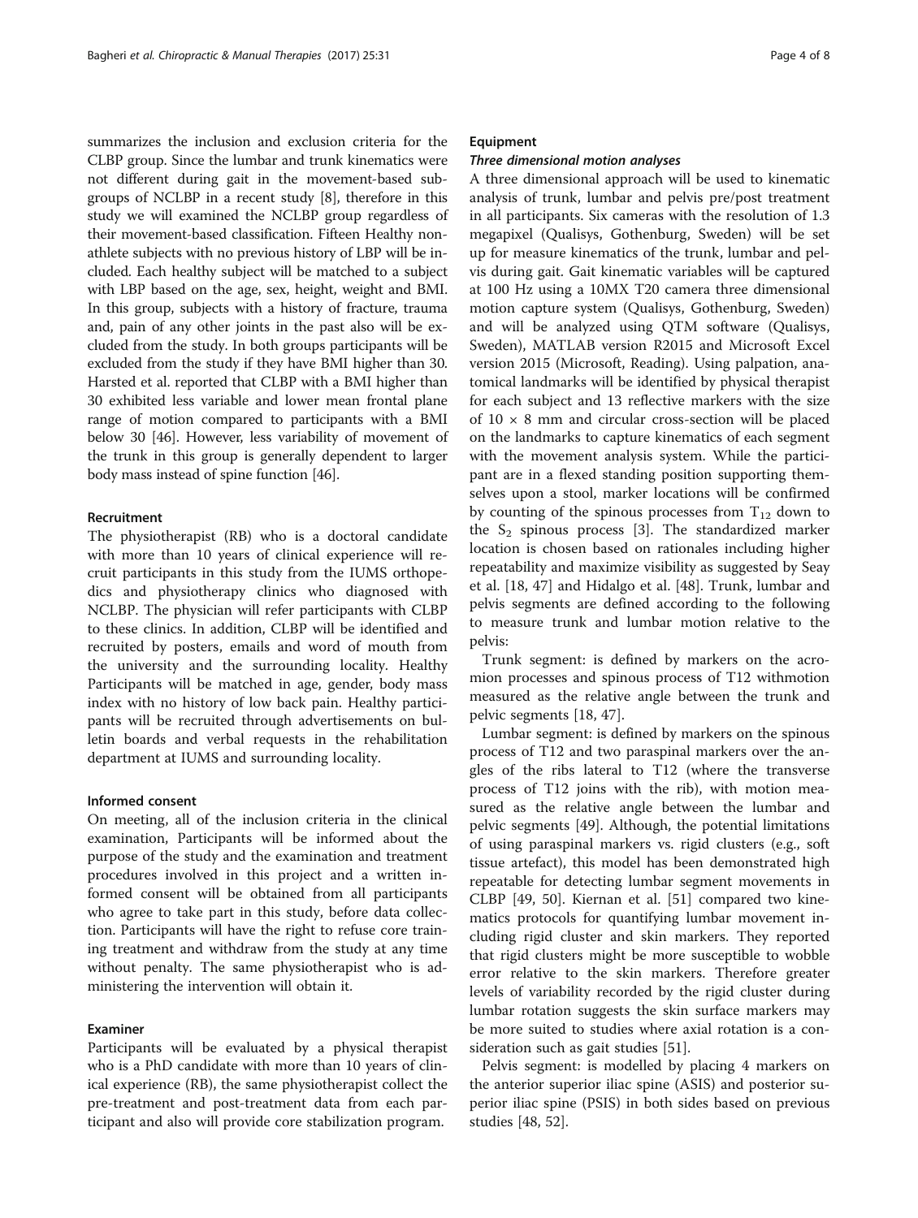summarizes the inclusion and exclusion criteria for the CLBP group. Since the lumbar and trunk kinematics were not different during gait in the movement-based subgroups of NCLBP in a recent study [8], therefore in this study we will examined the NCLBP group regardless of their movement-based classification. Fifteen Healthy non-athlete subjects with no previous history of LBP will be included. Each healthy subject will be matched to a subject with LBP based on the age, sex, height, weight and BMI. In this group, subjects with a history of fracture, trauma and, pain of any other joints in the past also will be excluded from the study. In both groups participants will be excluded from the study if they have BMI higher than 30. Harsted et al. reported that CLBP with a BMI higher than 30 exhibited less variable and lower mean frontal plane range of motion compared to participants with a BMI below 30 [46]. However, less variability of movement of the trunk in this group is generally dependent to larger body mass instead of spine function [46].

#### Recruitment

The physiotherapist (RB) who is a doctoral candidate with more than 10 years of clinical experience will recruit participants in this study from the IUMS orthopedics and physiotherapy clinics who diagnosed with NCLBP. The physician will refer participants with CLBP to these clinics. In addition, CLBP will be identified and recruited by posters, emails and word of mouth from the university and the surrounding locality. Healthy Participants will be matched in age, gender, body mass index with no history of low back pain. Healthy participants will be recruited through advertisements on bulletin boards and verbal requests in the rehabilitation department at IUMS and surrounding locality.

#### Informed consent

On meeting, all of the inclusion criteria in the clinical examination, Participants will be informed about the purpose of the study and the examination and treatment procedures involved in this project and a written informed consent will be obtained from all participants who agree to take part in this study, before data collection. Participants will have the right to refuse core training treatment and withdraw from the study at any time without penalty. The same physiotherapist who is administering the intervention will obtain it.

#### Examiner

Participants will be evaluated by a physical therapist who is a PhD candidate with more than 10 years of clinical experience (RB), the same physiotherapist collect the pre-treatment and post-treatment data from each participant and also will provide core stabilization program.

#### Equipment

##### *Three dimensional motion analyses*

A three dimensional approach will be used to kinematic analysis of trunk, lumbar and pelvis pre/post treatment in all participants. Six cameras with the resolution of 1.3 megapixel (Qualisys, Gothenburg, Sweden) will be set up for measure kinematics of the trunk, lumbar and pelvis during gait. Gait kinematic variables will be captured at 100 Hz using a 10MX T20 camera three dimensional motion capture system (Qualisys, Gothenburg, Sweden) and will be analyzed using QTM software (Qualisys, Sweden), MATLAB version R2015 and Microsoft Excel version 2015 (Microsoft, Reading). Using palpation, anatomical landmarks will be identified by physical therapist for each subject and 13 reflective markers with the size of 10 × 8 mm and circular cross-section will be placed on the landmarks to capture kinematics of each segment with the movement analysis system. While the participant are in a flexed standing position supporting themselves upon a stool, marker locations will be confirmed by counting of the spinous processes from $T_{12}$ down to the $S_2$ spinous process [3]. The standardized marker location is chosen based on rationales including higher repeatability and maximize visibility as suggested by Seay et al. [18, 47] and Hidalgo et al. [48]. Trunk, lumbar and pelvis segments are defined according to the following to measure trunk and lumbar motion relative to the pelvis:

Trunk segment: is defined by markers on the acromion processes and spinous process of T12 withmotion measured as the relative angle between the trunk and pelvic segments [18, 47].

Lumbar segment: is defined by markers on the spinous process of T12 and two paraspinal markers over the angles of the ribs lateral to T12 (where the transverse process of T12 joins with the rib), with motion measured as the relative angle between the lumbar and pelvic segments [49]. Although, the potential limitations of using paraspinal markers vs. rigid clusters (e.g., soft tissue artefact), this model has been demonstrated high repeatable for detecting lumbar segment movements in CLBP [49, 50]. Kiernan et al. [51] compared two kinematics protocols for quantifying lumbar movement including rigid cluster and skin markers. They reported that rigid clusters might be more susceptible to wobble error relative to the skin markers. Therefore greater levels of variability recorded by the rigid cluster during lumbar rotation suggests the skin surface markers may be more suited to studies where axial rotation is a consideration such as gait studies [51].

Pelvis segment: is modelled by placing 4 markers on the anterior superior iliac spine (ASIS) and posterior superior iliac spine (PSIS) in both sides based on previous studies [48, 52].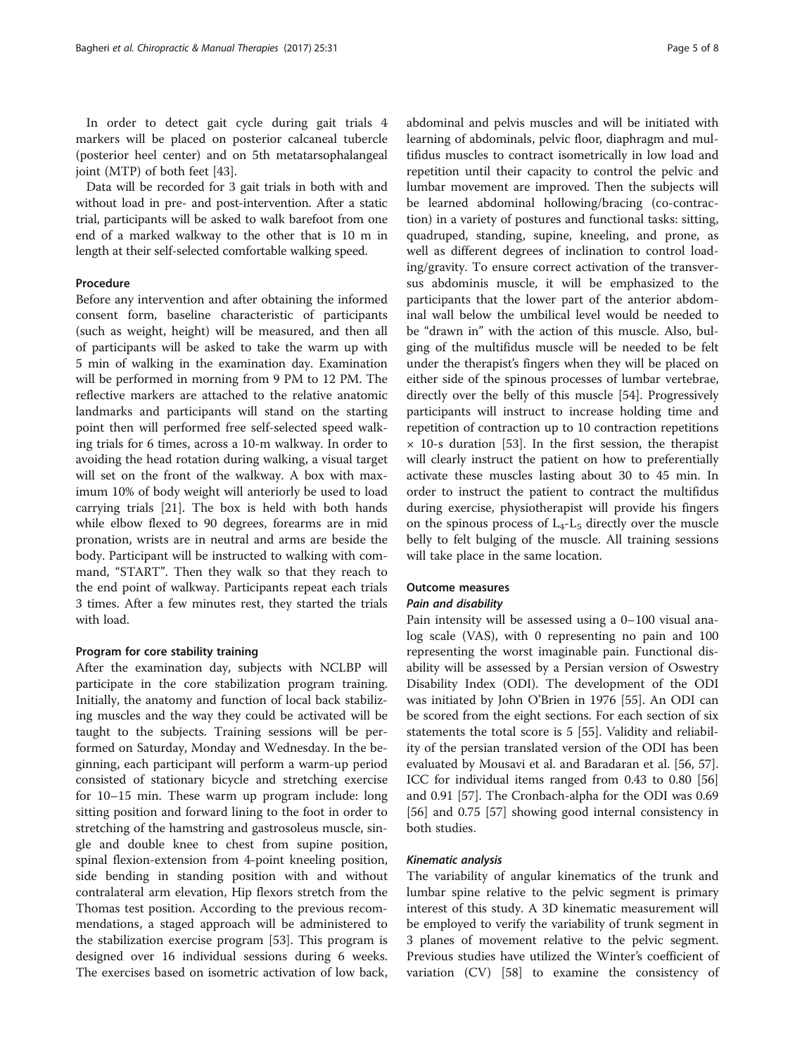In order to detect gait cycle during gait trials 4 markers will be placed on posterior calcaneal tubercle (posterior heel center) and on 5th metatarsophalangeal joint (MTP) of both feet [43].

Data will be recorded for 3 gait trials in both with and without load in pre- and post-intervention. After a static trial, participants will be asked to walk barefoot from one end of a marked walkway to the other that is 10 m in length at their self-selected comfortable walking speed.

### Procedure

Before any intervention and after obtaining the informed consent form, baseline characteristic of participants (such as weight, height) will be measured, and then all of participants will be asked to take the warm up with 5 min of walking in the examination day. Examination will be performed in morning from 9 PM to 12 PM. The reflective markers are attached to the relative anatomic landmarks and participants will stand on the starting point then will performed free self-selected speed walking trials for 6 times, across a 10-m walkway. In order to avoiding the head rotation during walking, a visual target will set on the front of the walkway. A box with maximum 10% of body weight will anteriorly be used to load carrying trials [21]. The box is held with both hands while elbow flexed to 90 degrees, forearms are in mid pronation, wrists are in neutral and arms are beside the body. Participant will be instructed to walking with command, "START". Then they walk so that they reach to the end point of walkway. Participants repeat each trials 3 times. After a few minutes rest, they started the trials with load.

### Program for core stability training

After the examination day, subjects with NCLBP will participate in the core stabilization program training. Initially, the anatomy and function of local back stabilizing muscles and the way they could be activated will be taught to the subjects. Training sessions will be performed on Saturday, Monday and Wednesday. In the beginning, each participant will perform a warm-up period consisted of stationary bicycle and stretching exercise for 10–15 min. These warm up program include: long sitting position and forward lining to the foot in order to stretching of the hamstring and gastrosoleus muscle, single and double knee to chest from supine position, spinal flexion-extension from 4-point kneeling position, side bending in standing position with and without contralateral arm elevation, Hip flexors stretch from the Thomas test position. According to the previous recommendations, a staged approach will be administered to the stabilization exercise program [53]. This program is designed over 16 individual sessions during 6 weeks. The exercises based on isometric activation of low back, abdominal and pelvis muscles and will be initiated with learning of abdominals, pelvic floor, diaphragm and multifidus muscles to contract isometrically in low load and repetition until their capacity to control the pelvic and lumbar movement are improved. Then the subjects will be learned abdominal hollowing/bracing (co-contraction) in a variety of postures and functional tasks: sitting, quadruped, standing, supine, kneeling, and prone, as well as different degrees of inclination to control loading/gravity. To ensure correct activation of the transversus abdominis muscle, it will be emphasized to the participants that the lower part of the anterior abdominal wall below the umbilical level would be needed to be "drawn in" with the action of this muscle. Also, bulging of the multifidus muscle will be needed to be felt under the therapist's fingers when they will be placed on either side of the spinous processes of lumbar vertebrae, directly over the belly of this muscle [54]. Progressively participants will instruct to increase holding time and repetition of contraction up to 10 contraction repetitions × 10-s duration [53]. In the first session, the therapist will clearly instruct the patient on how to preferentially activate these muscles lasting about 30 to 45 min. In order to instruct the patient to contract the multifidus during exercise, physiotherapist will provide his fingers on the spinous process of $L_4$-$L_5$ directly over the muscle belly to felt bulging of the muscle. All training sessions will take place in the same location.

### Outcome measures

#### *Pain and disability*

Pain intensity will be assessed using a 0–100 visual analog scale (VAS), with 0 representing no pain and 100 representing the worst imaginable pain. Functional disability will be assessed by a Persian version of Oswestry Disability Index (ODI). The development of the ODI was initiated by John O'Brien in 1976 [55]. An ODI can be scored from the eight sections. For each section of six statements the total score is 5 [55]. Validity and reliability of the persian translated version of the ODI has been evaluated by Mousavi et al. and Baradaran et al. [56, 57]. ICC for individual items ranged from 0.43 to 0.80 [56] and 0.91 [57]. The Cronbach-alpha for the ODI was 0.69 [56] and 0.75 [57] showing good internal consistency in both studies.

#### *Kinematic analysis*

The variability of angular kinematics of the trunk and lumbar spine relative to the pelvic segment is primary interest of this study. A 3D kinematic measurement will be employed to verify the variability of trunk segment in 3 planes of movement relative to the pelvic segment. Previous studies have utilized the Winter's coefficient of variation (CV) [58] to examine the consistency of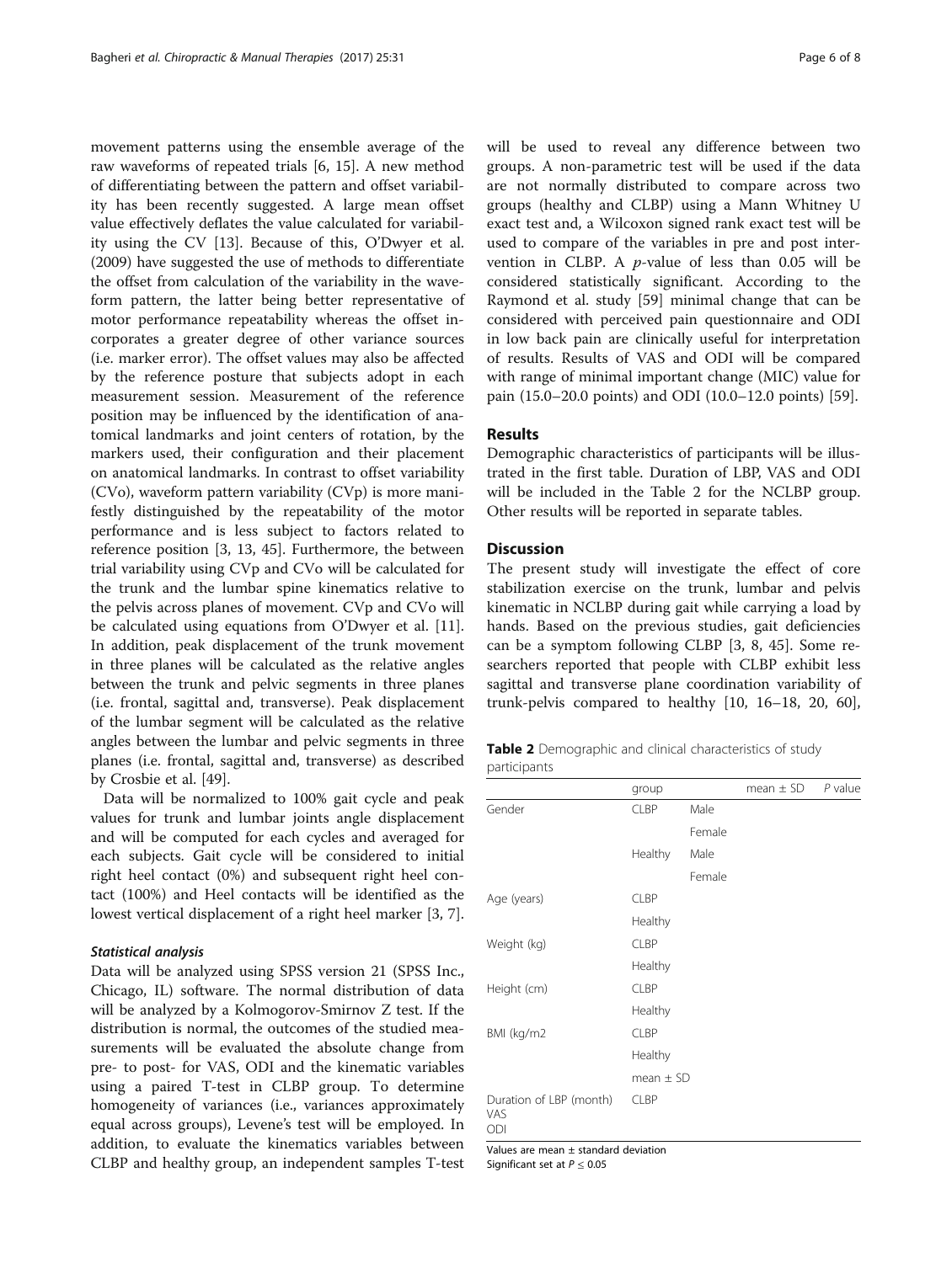movement patterns using the ensemble average of the raw waveforms of repeated trials [6, 15]. A new method of differentiating between the pattern and offset variability has been recently suggested. A large mean offset value effectively deflates the value calculated for variability using the CV [13]. Because of this, O'Dwyer et al. (2009) have suggested the use of methods to differentiate the offset from calculation of the variability in the waveform pattern, the latter being better representative of motor performance repeatability whereas the offset incorporates a greater degree of other variance sources (i.e. marker error). The offset values may also be affected by the reference posture that subjects adopt in each measurement session. Measurement of the reference position may be influenced by the identification of anatomical landmarks and joint centers of rotation, by the markers used, their configuration and their placement on anatomical landmarks. In contrast to offset variability (CVo), waveform pattern variability (CVp) is more manifestly distinguished by the repeatability of the motor performance and is less subject to factors related to reference position [3, 13, 45]. Furthermore, the between trial variability using CVp and CVo will be calculated for the trunk and the lumbar spine kinematics relative to the pelvis across planes of movement. CVp and CVo will be calculated using equations from O'Dwyer et al. [11]. In addition, peak displacement of the trunk movement in three planes will be calculated as the relative angles between the trunk and pelvic segments in three planes (i.e. frontal, sagittal and, transverse). Peak displacement of the lumbar segment will be calculated as the relative angles between the lumbar and pelvic segments in three planes (i.e. frontal, sagittal and, transverse) as described by Crosbie et al. [49].

Data will be normalized to 100% gait cycle and peak values for trunk and lumbar joints angle displacement and will be computed for each cycles and averaged for each subjects. Gait cycle will be considered to initial right heel contact (0%) and subsequent right heel contact (100%) and Heel contacts will be identified as the lowest vertical displacement of a right heel marker [3, 7].

#### *Statistical analysis*

Data will be analyzed using SPSS version 21 (SPSS Inc., Chicago, IL) software. The normal distribution of data will be analyzed by a Kolmogorov-Smirnov Z test. If the distribution is normal, the outcomes of the studied measurements will be evaluated the absolute change from pre- to post- for VAS, ODI and the kinematic variables using a paired T-test in CLBP group. To determine homogeneity of variances (i.e., variances approximately equal across groups), Levene's test will be employed. In addition, to evaluate the kinematics variables between CLBP and healthy group, an independent samples T-test will be used to reveal any difference between two groups. A non-parametric test will be used if the data are not normally distributed to compare across two groups (healthy and CLBP) using a Mann Whitney U exact test and, a Wilcoxon signed rank exact test will be used to compare of the variables in pre and post intervention in CLBP. A $p$-value of less than 0.05 will be considered statistically significant. According to the Raymond et al. study [59] minimal change that can be considered with perceived pain questionnaire and ODI in low back pain are clinically useful for interpretation of results. Results of VAS and ODI will be compared with range of minimal important change (MIC) value for pain (15.0–20.0 points) and ODI (10.0–12.0 points) [59].

## Results

Demographic characteristics of participants will be illustrated in the first table. Duration of LBP, VAS and ODI will be included in the Table 2 for the NCLBP group. Other results will be reported in separate tables.

## Discussion

The present study will investigate the effect of core stabilization exercise on the trunk, lumbar and pelvis kinematic in NCLBP during gait while carrying a load by hands. Based on the previous studies, gait deficiencies can be a symptom following CLBP [3, 8, 45]. Some researchers reported that people with CLBP exhibit less sagittal and transverse plane coordination variability of trunk-pelvis compared to healthy [10, 16–18, 20, 60],

**Table 2** Demographic and clinical characteristics of study participants

| | group | | mean ± SD | *P* value |
|---|---|---|---|---|
| Gender | CLBP | Male | | |
| | | Female | | |
| | Healthy | Male | | |
| | | Female | | |
| Age (years) | CLBP | | | |
| | Healthy | | | |
| Weight (kg) | CLBP | | | |
| | Healthy | | | |
| Height (cm) | CLBP | | | |
| | Healthy | | | |
| BMI (kg/m2 | CLBP | | | |
| | Healthy | | | |
| | mean ± SD | | | |
| Duration of LBP (month)<br>VAS<br>ODI | CLBP | | | |

Values are mean ± standard deviation
Significant set at $P \leq 0.05$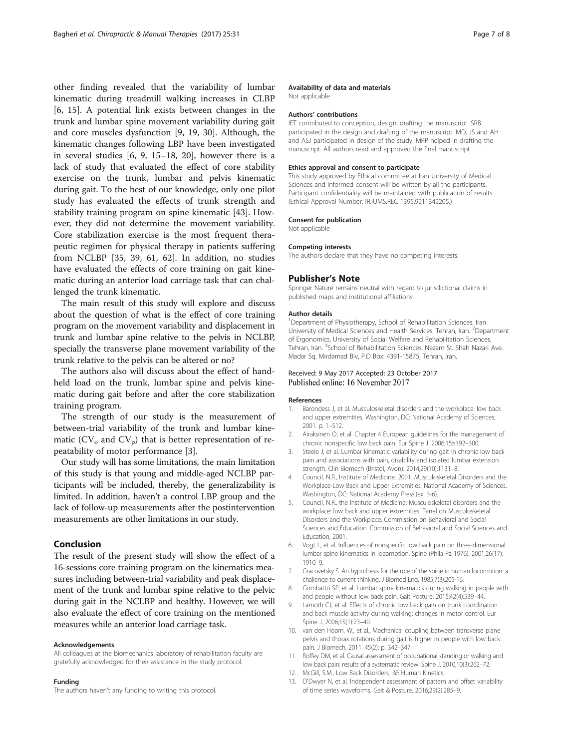other finding revealed that the variability of lumbar kinematic during treadmill walking increases in CLBP [6, 15]. A potential link exists between changes in the trunk and lumbar spine movement variability during gait and core muscles dysfunction [9, 19, 30]. Although, the kinematic changes following LBP have been investigated in several studies [6, 9, 15–18, 20], however there is a lack of study that evaluated the effect of core stability exercise on the trunk, lumbar and pelvis kinematic during gait. To the best of our knowledge, only one pilot study has evaluated the effects of trunk strength and stability training program on spine kinematic [43]. However, they did not determine the movement variability. Core stabilization exercise is the most frequent therapeutic regimen for physical therapy in patients suffering from NCLBP [35, 39, 61, 62]. In addition, no studies have evaluated the effects of core training on gait kinematic during an anterior load carriage task that can challenged the trunk kinematic.

The main result of this study will explore and discuss about the question of what is the effect of core training program on the movement variability and displacement in trunk and lumbar spine relative to the pelvis in NCLBP, specially the transverse plane movement variability of the trunk relative to the pelvis can be altered or no?

The authors also will discuss about the effect of hand-held load on the trunk, lumbar spine and pelvis kinematic during gait before and after the core stabilization training program.

The strength of our study is the measurement of between-trial variability of the trunk and lumbar kinematic ($CV_o$ and $CV_p$) that is better representation of repeatability of motor performance [3].

Our study will has some limitations, the main limitation of this study is that young and middle-aged NCLBP participants will be included, thereby, the generalizability is limited. In addition, haven't a control LBP group and the lack of follow-up measurements after the postintervention measurements are other limitations in our study.

## Conclusion

The result of the present study will show the effect of a 16-sessions core training program on the kinematics measures including between-trial variability and peak displacement of the trunk and lumbar spine relative to the pelvic during gait in the NCLBP and healthy. However, we will also evaluate the effect of core training on the mentioned measures while an anterior load carriage task.

#### Acknowledgements
All colleagues at the biomechanics laboratory of rehabilitation faculty are gratefully acknowledged for their assistance in the study protocol.

#### Funding
The authors haven't any funding to writing this protocol.

#### Availability of data and materials
Not applicable

#### Authors' contributions
IET contributed to conception, design, drafting the manuscript. SRB participated in the design and drafting of the manuscript. MD, JS and AH and ASJ participated in design of the study. MRP helped in drafting the manuscript. All authors read and approved the final manuscript.

#### Ethics approval and consent to participate
This study approved by Ethical committee at Iran University of Medical Sciences and informed consent will be written by all the participants. Participant confidentiality will be maintained with publication of results. (Ethical Approval Number: IR.IUMS.REC 1395.9211342205.)

#### Consent for publication
Not applicable

#### Competing interests
The authors declare that they have no competing interests.

## Publisher's Note

Springer Nature remains neutral with regard to jurisdictional claims in published maps and institutional affiliations.

#### Author details
[1]Department of Physiotherapy, School of Rehabilitation Sciences, Iran University of Medical Sciences and Health Services, Tehran, Iran. [2]Department of Ergonomics, University of Social Welfare and Rehabilitation Sciences, Tehran, Iran. [3]School of Rehabilitation Sciences, Nezam St. Shah Nazari Ave. Madar Sq. Mirdamad Biv, P.O Box: 4391-15875, Tehran, Iran.

Received: 9 May 2017 Accepted: 23 October 2017
Published online: 16 November 2017

#### References

1. Barondess J, et al. Musculoskeletal disorders and the workplace: low back and upper extremities. Washington, DC: National Academy of Sciences; 2001. p. 1–512.
2. Airaksinen O, et al. Chapter 4 European guidelines for the management of chronic nonspecific low back pain. Eur Spine J. 2006;15:s192–300.
3. Steele J, et al. Lumbar kinematic variability during gait in chronic low back pain and associations with pain, disability and isolated lumbar extension strength. Clin Biomech (Bristol, Avon). 2014;29(10):1131–8.
4. Council, N.R., Institute of Medicine. 2001. Musculoskeletal Disorders and the Workplace-Low Back and Upper Extremities. National Academy of Sciences. Washington, DC: National Academy Press.(ex. 3-6).
5. Council, N.R., the Institute of Medicine: Musculoskeletal disorders and the workplace: low back and upper extremities. Panel on Musculoskeletal Disorders and the Workplace. Commission on Behavioral and Social Sciences and Education. Commission of Behavioral and Social Sciences and Education, 2001.
6. Vogt L, et al. Influences of nonspecific low back pain on three-dimensional lumbar spine kinematics in locomotion. Spine (Phila Pa 1976). 2001;26(17): 1910–9.
7. Gracovetsky S. An hypothesis for the role of the spine in human locomotion: a challenge to current thinking. J Biomed Eng. 1985;7(3):205-16.
8. Gombatto SP, et al. Lumbar spine kinematics during walking in people with and people without low back pain. Gait Posture. 2015;42(4):539–44.
9. Lamoth CJ, et al. Effects of chronic low back pain on trunk coordination and back muscle activity during walking: changes in motor control. Eur Spine J. 2006;15(1):23–40.
10. van den Hoorn, W., et al., Mechanical coupling between transverse plane pelvis and thorax rotations during gait is higher in people with low back pain. J Biomech, 2011. 45(2): p. 342–347.
11. Roffey DM, et al. Causal assessment of occupational standing or walking and low back pain: results of a systematic review. Spine J. 2010;10(3):262–72.
12. McGill, S.M., Low Back Disorders, *3E*: Human Kinetics.
13. O'Dwyer N, et al. Independent assessment of pattern and offset variability of time series waveforms. Gait & Posture. 2016;29(2):285–9.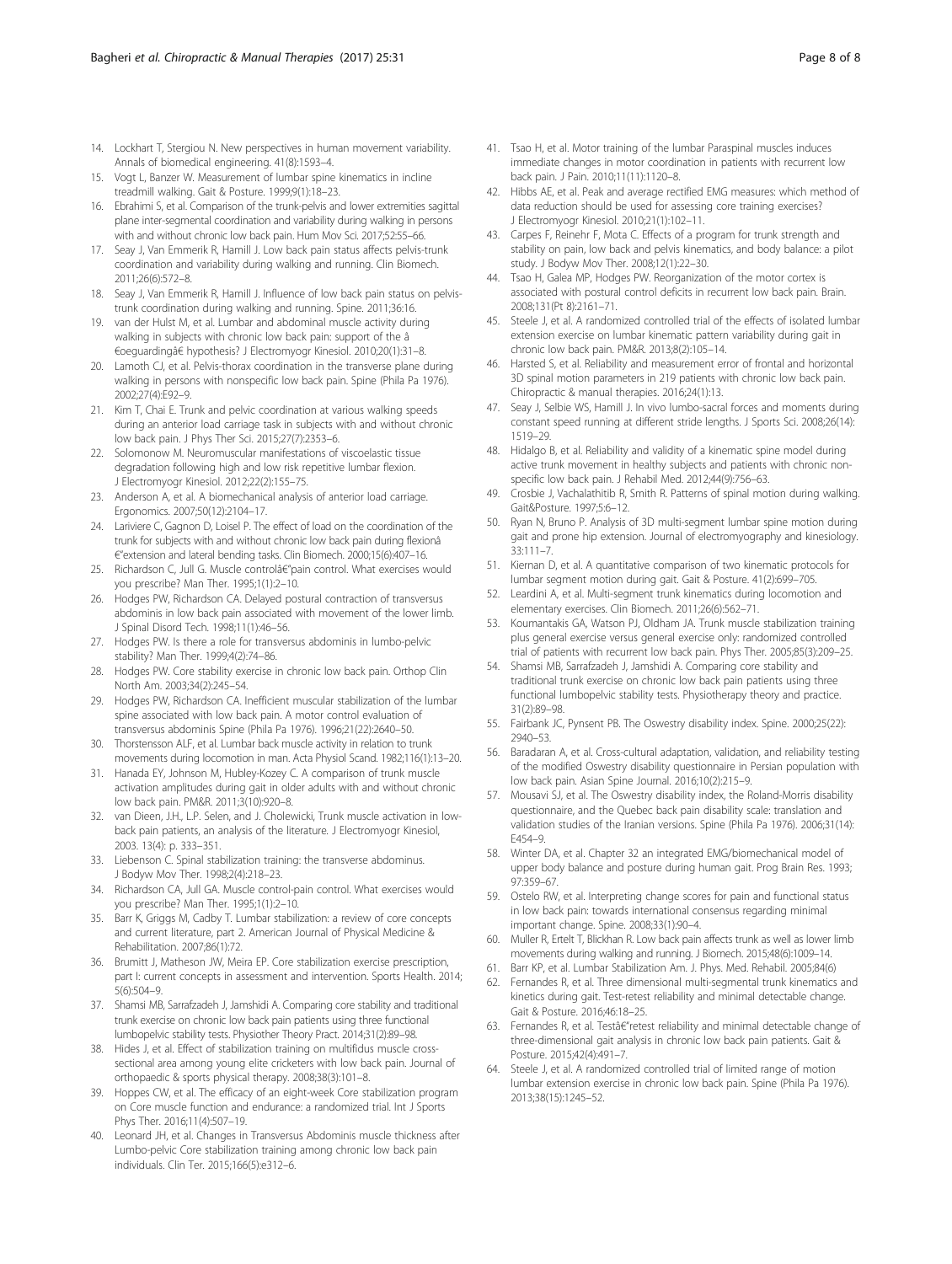14. Lockhart T, Stergiou N. New perspectives in human movement variability. Annals of biomedical engineering. 41(8):1593–4.
15. Vogt L, Banzer W. Measurement of lumbar spine kinematics in incline treadmill walking. Gait & Posture. 1999;9(1):18–23.
16. Ebrahimi S, et al. Comparison of the trunk-pelvis and lower extremities sagittal plane inter-segmental coordination and variability during walking in persons with and without chronic low back pain. Hum Mov Sci. 2017;52:55–66.
17. Seay J, Van Emmerik R, Hamill J. Low back pain status affects pelvis-trunk coordination and variability during walking and running. Clin Biomech. 2011;26(6):572–8.
18. Seay J, Van Emmerik R, Hamill J. Influence of low back pain status on pelvis-trunk coordination during walking and running. Spine. 2011;36:16.
19. van der Hulst M, et al. Lumbar and abdominal muscle activity during walking in subjects with chronic low back pain: support of the â €œguardingâ€ hypothesis? J Electromyogr Kinesiol. 2010;20(1):31–8.
20. Lamoth CJ, et al. Pelvis-thorax coordination in the transverse plane during walking in persons with nonspecific low back pain. Spine (Phila Pa 1976). 2002;27(4):E92–9.
21. Kim T, Chai E. Trunk and pelvic coordination at various walking speeds during an anterior load carriage task in subjects with and without chronic low back pain. J Phys Ther Sci. 2015;27(7):2353–6.
22. Solomonow M. Neuromuscular manifestations of viscoelastic tissue degradation following high and low risk repetitive lumbar flexion. J Electromyogr Kinesiol. 2012;22(2):155–75.
23. Anderson A, et al. A biomechanical analysis of anterior load carriage. Ergonomics. 2007;50(12):2104–17.
24. Lariviere C, Gagnon D, Loisel P. The effect of load on the coordination of the trunk for subjects with and without chronic low back pain during flexionâ €"extension and lateral bending tasks. Clin Biomech. 2000;15(6):407–16.
25. Richardson C, Jull G. Muscle controlâ€"pain control. What exercises would you prescribe? Man Ther. 1995;1(1):2–10.
26. Hodges PW, Richardson CA. Delayed postural contraction of transversus abdominis in low back pain associated with movement of the lower limb. J Spinal Disord Tech. 1998;11(1):46–56.
27. Hodges PW. Is there a role for transversus abdominis in lumbo-pelvic stability? Man Ther. 1999;4(2):74–86.
28. Hodges PW. Core stability exercise in chronic low back pain. Orthop Clin North Am. 2003;34(2):245–54.
29. Hodges PW, Richardson CA. Inefficient muscular stabilization of the lumbar spine associated with low back pain. A motor control evaluation of transversus abdominis Spine (Phila Pa 1976). 1996;21(22):2640–50.
30. Thorstensson ALF, et al. Lumbar back muscle activity in relation to trunk movements during locomotion in man. Acta Physiol Scand. 1982;116(1):13–20.
31. Hanada EY, Johnson M, Hubley-Kozey C. A comparison of trunk muscle activation amplitudes during gait in older adults with and without chronic low back pain. PM&R. 2011;3(10):920–8.
32. van Dieen, J.H., L.P. Selen, and J. Cholewicki, Trunk muscle activation in low-back pain patients, an analysis of the literature. J Electromyogr Kinesiol, 2003. 13(4): p. 333–351.
33. Liebenson C. Spinal stabilization training: the transverse abdominus. J Bodyw Mov Ther. 1998;2(4):218–23.
34. Richardson CA, Jull GA. Muscle control-pain control. What exercises would you prescribe? Man Ther. 1995;1(1):2–10.
35. Barr K, Griggs M, Cadby T. Lumbar stabilization: a review of core concepts and current literature, part 2. American Journal of Physical Medicine & Rehabilitation. 2007;86(1):72.
36. Brumitt J, Matheson JW, Meira EP. Core stabilization exercise prescription, part I: current concepts in assessment and intervention. Sports Health. 2014; 5(6):504–9.
37. Shamsi MB, Sarrafzadeh J, Jamshidi A. Comparing core stability and traditional trunk exercise on chronic low back pain patients using three functional lumbopelvic stability tests. Physiother Theory Pract. 2014;31(2):89–98.
38. Hides J, et al. Effect of stabilization training on multifidus muscle cross-sectional area among young elite cricketers with low back pain. Journal of orthopaedic & sports physical therapy. 2008;38(3):101–8.
39. Hoppes CW, et al. The efficacy of an eight-week Core stabilization program on Core muscle function and endurance: a randomized trial. Int J Sports Phys Ther. 2016;11(4):507–19.
40. Leonard JH, et al. Changes in Transversus Abdominis muscle thickness after Lumbo-pelvic Core stabilization training among chronic low back pain individuals. Clin Ter. 2015;166(5):e312–6.
41. Tsao H, et al. Motor training of the lumbar Paraspinal muscles induces immediate changes in motor coordination in patients with recurrent low back pain. J Pain. 2010;11(11):1120–8.
42. Hibbs AE, et al. Peak and average rectified EMG measures: which method of data reduction should be used for assessing core training exercises? J Electromyogr Kinesiol. 2010;21(1):102–11.
43. Carpes F, Reinehr F, Mota C. Effects of a program for trunk strength and stability on pain, low back and pelvis kinematics, and body balance: a pilot study. J Bodyw Mov Ther. 2008;12(1):22–30.
44. Tsao H, Galea MP, Hodges PW. Reorganization of the motor cortex is associated with postural control deficits in recurrent low back pain. Brain. 2008;131(Pt 8):2161–71.
45. Steele J, et al. A randomized controlled trial of the effects of isolated lumbar extension exercise on lumbar kinematic pattern variability during gait in chronic low back pain. PM&R. 2013;8(2):105–14.
46. Harsted S, et al. Reliability and measurement error of frontal and horizontal 3D spinal motion parameters in 219 patients with chronic low back pain. Chiropractic & manual therapies. 2016;24(1):13.
47. Seay J, Selbie WS, Hamill J. In vivo lumbo-sacral forces and moments during constant speed running at different stride lengths. J Sports Sci. 2008;26(14): 1519–29.
48. Hidalgo B, et al. Reliability and validity of a kinematic spine model during active trunk movement in healthy subjects and patients with chronic non-specific low back pain. J Rehabil Med. 2012;44(9):756–63.
49. Crosbie J, Vachalathitib R, Smith R. Patterns of spinal motion during walking. Gait&Posture. 1997;5:6–12.
50. Ryan N, Bruno P. Analysis of 3D multi-segment lumbar spine motion during gait and prone hip extension. Journal of electromyography and kinesiology. 33:111–7.
51. Kiernan D, et al. A quantitative comparison of two kinematic protocols for lumbar segment motion during gait. Gait & Posture. 41(2):699–705.
52. Leardini A, et al. Multi-segment trunk kinematics during locomotion and elementary exercises. Clin Biomech. 2011;26(6):562–71.
53. Koumantakis GA, Watson PJ, Oldham JA. Trunk muscle stabilization training plus general exercise versus general exercise only: randomized controlled trial of patients with recurrent low back pain. Phys Ther. 2005;85(3):209–25.
54. Shamsi MB, Sarrafzadeh J, Jamshidi A. Comparing core stability and traditional trunk exercise on chronic low back pain patients using three functional lumbopelvic stability tests. Physiotherapy theory and practice. 31(2):89–98.
55. Fairbank JC, Pynsent PB. The Oswestry disability index. Spine. 2000;25(22): 2940–53.
56. Baradaran A, et al. Cross-cultural adaptation, validation, and reliability testing of the modified Oswestry disability questionnaire in Persian population with low back pain. Asian Spine Journal. 2016;10(2):215–9.
57. Mousavi SJ, et al. The Oswestry disability index, the Roland-Morris disability questionnaire, and the Quebec back pain disability scale: translation and validation studies of the Iranian versions. Spine (Phila Pa 1976). 2006;31(14): E454–9.
58. Winter DA, et al. Chapter 32 an integrated EMG/biomechanical model of upper body balance and posture during human gait. Prog Brain Res. 1993; 97:359–67.
59. Ostelo RW, et al. Interpreting change scores for pain and functional status in low back pain: towards international consensus regarding minimal important change. Spine. 2008;33(1):90–4.
60. Muller R, Ertelt T, Blickhan R. Low back pain affects trunk as well as lower limb movements during walking and running. J Biomech. 2015;48(6):1009–14.
61. Barr KP, et al. Lumbar Stabilization Am. J. Phys. Med. Rehabil. 2005;84(6)
62. Fernandes R, et al. Three dimensional multi-segmental trunk kinematics and kinetics during gait. Test-retest reliability and minimal detectable change. Gait & Posture. 2016;46:18–25.
63. Fernandes R, et al. Testâ€"retest reliability and minimal detectable change of three-dimensional gait analysis in chronic low back pain patients. Gait & Posture. 2015;42(4):491–7.
64. Steele J, et al. A randomized controlled trial of limited range of motion lumbar extension exercise in chronic low back pain. Spine (Phila Pa 1976). 2013;38(15):1245–52.